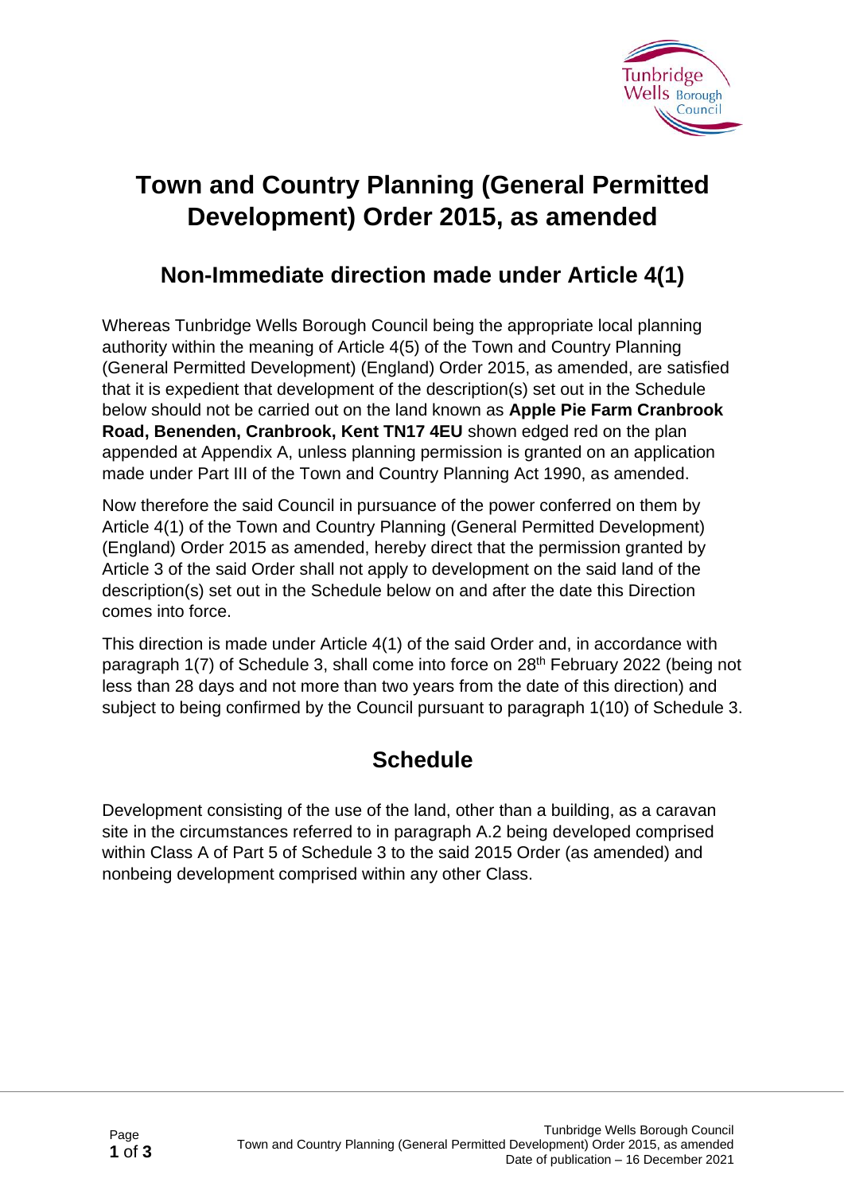# Town and Country Planning (General Permitted Development) Order 2015, as amended

## Non-Immediate direction made under Article 4(1)

Whereas Tunbridge Wells Borough Council being the appropriate local planning authority within the meaning of Article 4(5) of the Town and Country Planning (General Permitted Development) (England) Order 2015, as amended, are satisfied that it is expedient that development of the description(s) set out in the Schedule below should not be carried out on the land known as **Apple Pie Farm Cranbrook Road, Benenden, Cranbrook, Kent TN17 4EU** shown edged red on the plan appended at Appendix A, unless planning permission is granted on an application made under Part III of the Town and Country Planning Act 1990, as amended.

Now therefore the said Council in pursuance of the power conferred on them by Article 4(1) of the Town and Country Planning (General Permitted Development) (England) Order 2015 as amended, hereby direct that the permission granted by Article 3 of the said Order shall not apply to development on the said land of the description(s) set out in the Schedule below on and after the date this Direction comes into force.

This direction is made under Article 4(1) of the said Order and, in accordance with paragraph 1(7) of Schedule 3, shall come into force on 28th February 2022 (being not less than 28 days and not more than two years from the date of this direction) and subject to being confirmed by the Council pursuant to paragraph 1(10) of Schedule 3.

## Schedule

Development consisting of the use of the land, other than a building, as a caravan site in the circumstances referred to in paragraph A.2 being developed comprised within Class A of Part 5 of Schedule 3 to the said 2015 Order (as amended) and nonbeing development comprised within any other Class.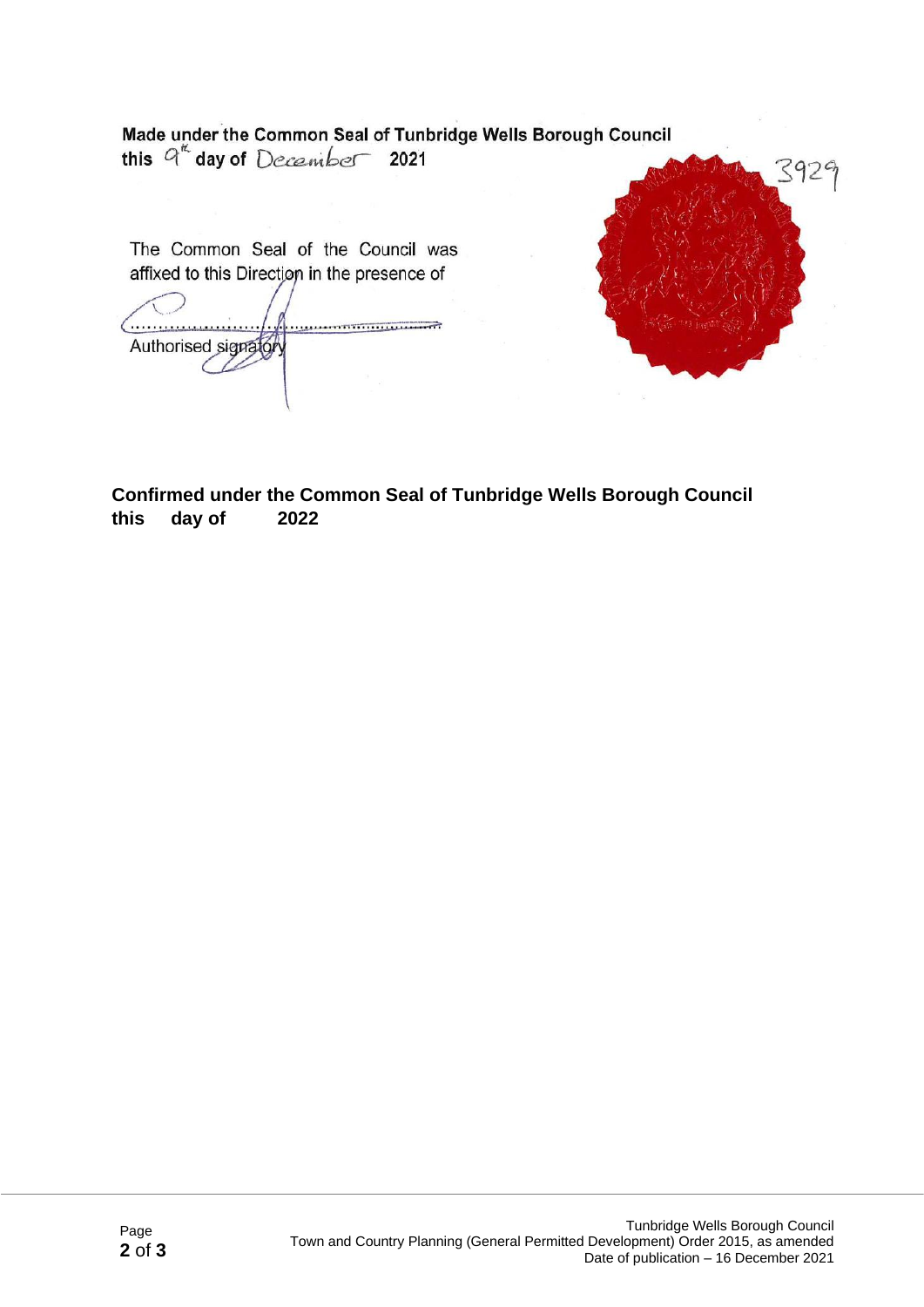**Made under the Common Seal of Tunbridge Wells Borough Council**
**this** 9th **day of** December **2021**

3929

The Common Seal of the Council was affixed to this Direction in the presence of

.............................................................

Authorised signatory

**Confirmed under the Common Seal of Tunbridge Wells Borough Council**
**this day of 2022**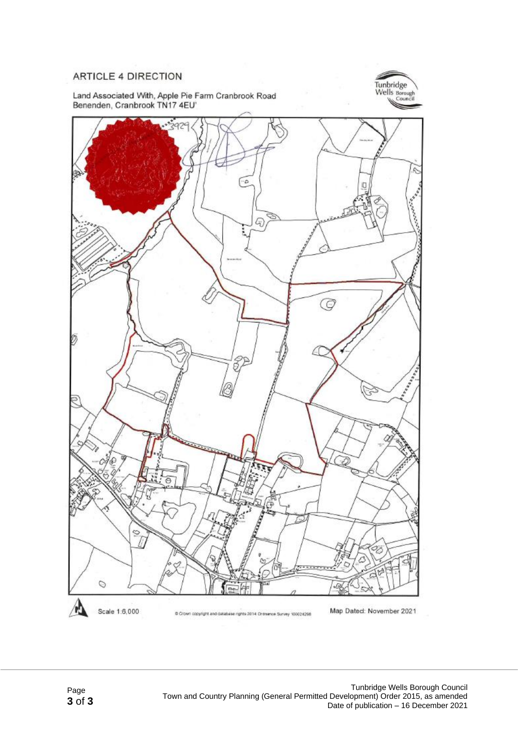## ARTICLE 4 DIRECTION

Land Associated With, Apple Pie Farm Cranbrook Road
Benenden, Cranbrook TN17 4EU'

Tunbridge Wells Borough Council

Scale 1:6,000

© Crown copyright and database rights 2014 Ordnance Survey 100024298

Map Dated: November 2021